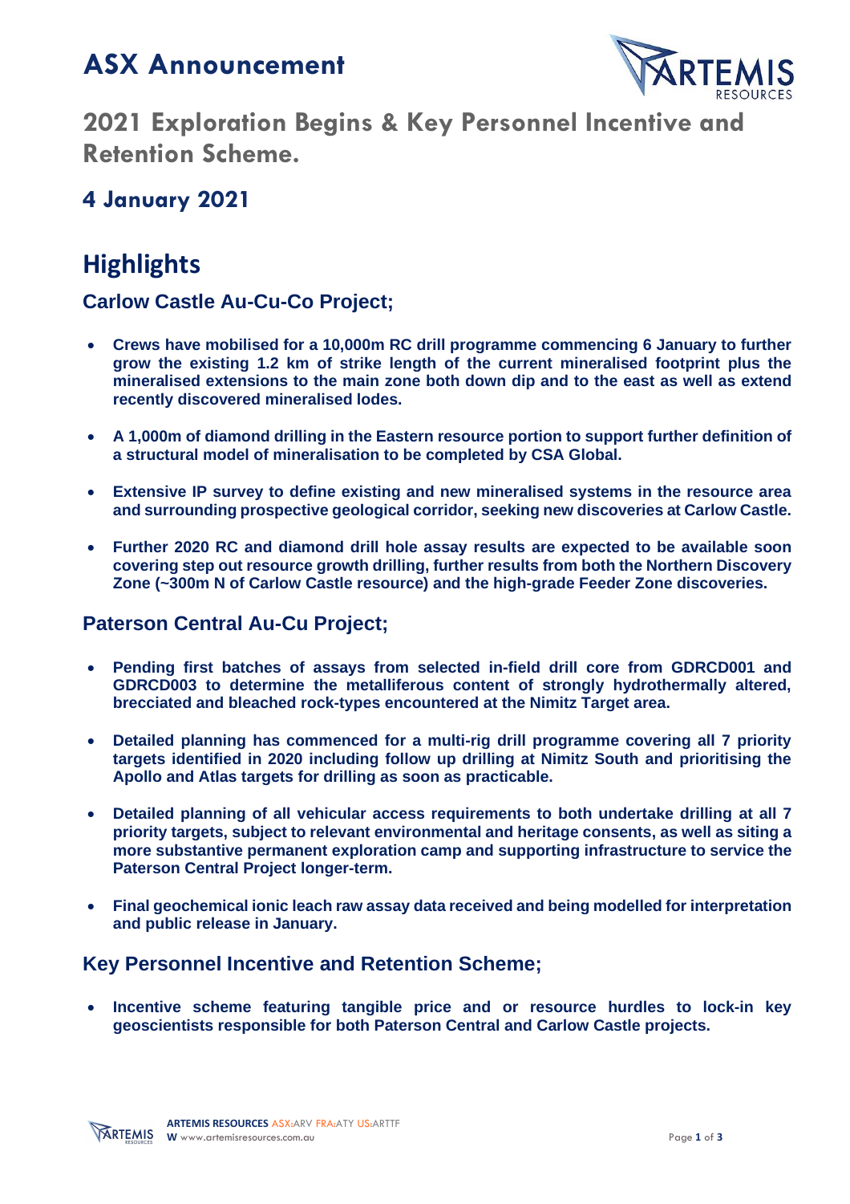# ASX Announcement

## 2021 Exploration Begins & Key Personnel Incentive and Retention Scheme.

### 4 January 2021

## Highlights

### Carlow Castle Au-Cu-Co Project;

- **Crews have mobilised for a 10,000m RC drill programme commencing 6 January to further grow the existing 1.2 km of strike length of the current mineralised footprint plus the mineralised extensions to the main zone both down dip and to the east as well as extend recently discovered mineralised lodes.**
- **A 1,000m of diamond drilling in the Eastern resource portion to support further definition of a structural model of mineralisation to be completed by CSA Global.**
- **Extensive IP survey to define existing and new mineralised systems in the resource area and surrounding prospective geological corridor, seeking new discoveries at Carlow Castle.**
- **Further 2020 RC and diamond drill hole assay results are expected to be available soon covering step out resource growth drilling, further results from both the Northern Discovery Zone (~300m N of Carlow Castle resource) and the high-grade Feeder Zone discoveries.**

### Paterson Central Au-Cu Project;

- **Pending first batches of assays from selected in-field drill core from GDRCD001 and GDRCD003 to determine the metalliferous content of strongly hydrothermally altered, brecciated and bleached rock-types encountered at the Nimitz Target area.**
- **Detailed planning has commenced for a multi-rig drill programme covering all 7 priority targets identified in 2020 including follow up drilling at Nimitz South and prioritising the Apollo and Atlas targets for drilling as soon as practicable.**
- **Detailed planning of all vehicular access requirements to both undertake drilling at all 7 priority targets, subject to relevant environmental and heritage consents, as well as siting a more substantive permanent exploration camp and supporting infrastructure to service the Paterson Central Project longer-term.**
- **Final geochemical ionic leach raw assay data received and being modelled for interpretation and public release in January.**

### Key Personnel Incentive and Retention Scheme;

- **Incentive scheme featuring tangible price and or resource hurdles to lock-in key geoscientists responsible for both Paterson Central and Carlow Castle projects.**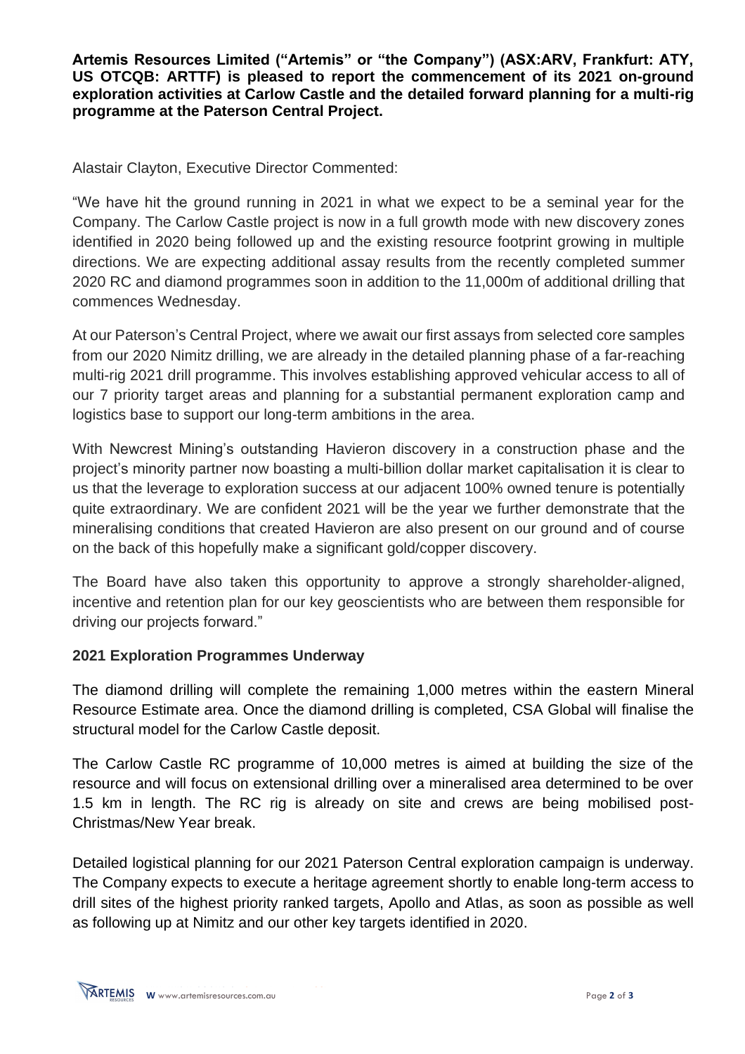**Artemis Resources Limited ("Artemis" or "the Company") (ASX:ARV, Frankfurt: ATY, US OTCQB: ARTTF) is pleased to report the commencement of its 2021 on-ground exploration activities at Carlow Castle and the detailed forward planning for a multi-rig programme at the Paterson Central Project.**

Alastair Clayton, Executive Director Commented:

"We have hit the ground running in 2021 in what we expect to be a seminal year for the Company. The Carlow Castle project is now in a full growth mode with new discovery zones identified in 2020 being followed up and the existing resource footprint growing in multiple directions. We are expecting additional assay results from the recently completed summer 2020 RC and diamond programmes soon in addition to the 11,000m of additional drilling that commences Wednesday.

At our Paterson's Central Project, where we await our first assays from selected core samples from our 2020 Nimitz drilling, we are already in the detailed planning phase of a far-reaching multi-rig 2021 drill programme. This involves establishing approved vehicular access to all of our 7 priority target areas and planning for a substantial permanent exploration camp and logistics base to support our long-term ambitions in the area.

With Newcrest Mining's outstanding Havieron discovery in a construction phase and the project's minority partner now boasting a multi-billion dollar market capitalisation it is clear to us that the leverage to exploration success at our adjacent 100% owned tenure is potentially quite extraordinary. We are confident 2021 will be the year we further demonstrate that the mineralising conditions that created Havieron are also present on our ground and of course on the back of this hopefully make a significant gold/copper discovery.

The Board have also taken this opportunity to approve a strongly shareholder-aligned, incentive and retention plan for our key geoscientists who are between them responsible for driving our projects forward."

## 2021 Exploration Programmes Underway

The diamond drilling will complete the remaining 1,000 metres within the eastern Mineral Resource Estimate area. Once the diamond drilling is completed, CSA Global will finalise the structural model for the Carlow Castle deposit.

The Carlow Castle RC programme of 10,000 metres is aimed at building the size of the resource and will focus on extensional drilling over a mineralised area determined to be over 1.5 km in length. The RC rig is already on site and crews are being mobilised post-Christmas/New Year break.

Detailed logistical planning for our 2021 Paterson Central exploration campaign is underway. The Company expects to execute a heritage agreement shortly to enable long-term access to drill sites of the highest priority ranked targets, Apollo and Atlas, as soon as possible as well as following up at Nimitz and our other key targets identified in 2020.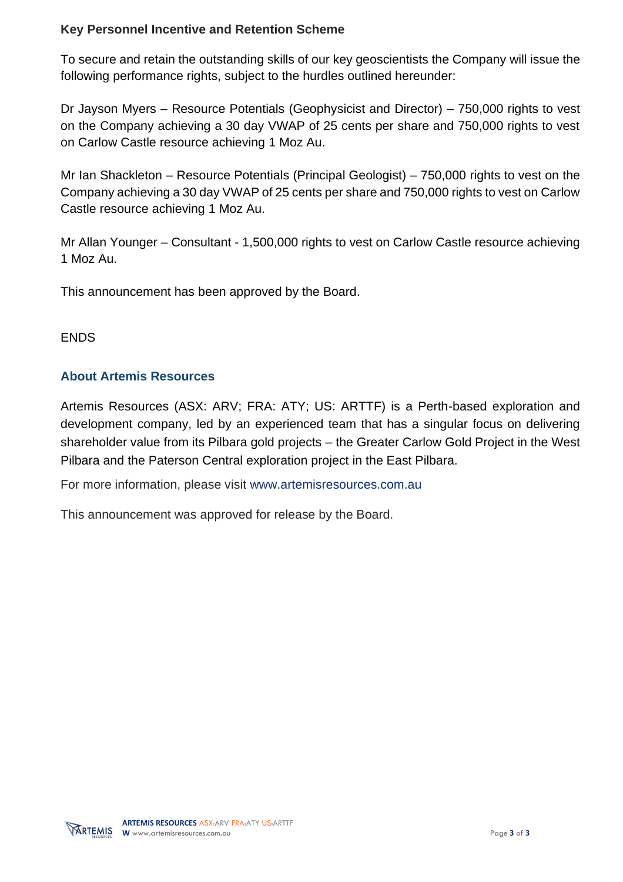### Key Personnel Incentive and Retention Scheme

To secure and retain the outstanding skills of our key geoscientists the Company will issue the following performance rights, subject to the hurdles outlined hereunder:

Dr Jayson Myers – Resource Potentials (Geophysicist and Director) – 750,000 rights to vest on the Company achieving a 30 day VWAP of 25 cents per share and 750,000 rights to vest on Carlow Castle resource achieving 1 Moz Au.

Mr Ian Shackleton – Resource Potentials (Principal Geologist) – 750,000 rights to vest on the Company achieving a 30 day VWAP of 25 cents per share and 750,000 rights to vest on Carlow Castle resource achieving 1 Moz Au.

Mr Allan Younger – Consultant - 1,500,000 rights to vest on Carlow Castle resource achieving 1 Moz Au.

This announcement has been approved by the Board.

ENDS

### About Artemis Resources

Artemis Resources (ASX: ARV; FRA: ATY; US: ARTTF) is a Perth-based exploration and development company, led by an experienced team that has a singular focus on delivering shareholder value from its Pilbara gold projects – the Greater Carlow Gold Project in the West Pilbara and the Paterson Central exploration project in the East Pilbara.

For more information, please visit www.artemisresources.com.au

This announcement was approved for release by the Board.